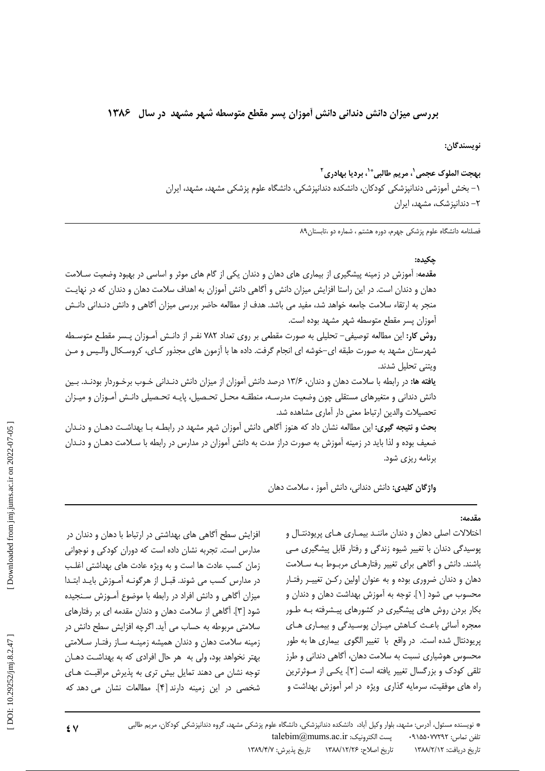# بررسی میزان دانش دندانی دانش آموزان پسر مقطع متوسطه شهر مشهد در سال ۱۳۸۶

**نویسندگان:**

**بهجت الملوک عجمی[1]، مریم طالبی*[1]، بردیا بهادری[2]**

۱- بخش آموزشی دندانپزشکی کودکان، دانشکده دندانپزشکی، دانشگاه علوم پزشکی مشهد، مشهد، ایران

۲- دندانپزشک، مشهد، ایران

فصلنامه دانشگاه علوم پزشکی جهرم، دوره هشتم ، شماره دو ،تابستان۸۹

**چکیده:**

**مقدمه:** آموزش در زمینه پیشگیری از بیماری های دهان و دندان یکی از گام های موثر و اساسی در بهبود وضعیت سلامت دهان و دندان است. در این راستا افزایش میزان دانش و آگاهی دانش آموزان به اهداف سلامت دهان و دندان که در نهایت منجر به ارتقاء سلامت جامعه خواهد شد، مفید می باشد. هدف از مطالعه حاضر بررسی میزان آگاهی و دانش دندانی دانش آموزان پسر مقطع متوسطه شهر مشهد بوده است.

**روش کار:** این مطالعه توصیفی- تحلیلی به صورت مقطعی بر روی تعداد ۷۸۲ نفر از دانش آموزان پسر مقطع متوسطه شهرستان مشهد به صورت طبقه ای-خوشه ای انجام گرفت. داده ها با آزمون های مجذور کای، کروسکال والیس و من ویتنی تحلیل شدند.

**یافته ها:** در رابطه با سلامت دهان و دندان، ۱۳/۶ درصد دانش آموزان از میزان دانش دندانی خوب برخوردار بودند. بین دانش دندانی و متغیرهای مستقلی چون وضعیت مدرسه، منطقه محل تحصیل، پایه تحصیلی دانش آموزان و میزان تحصیلات والدین ارتباط معنی دار آماری مشاهده شد.

**بحث و نتیجه گیری:** این مطالعه نشان داد که هنوز آگاهی دانش آموزان شهر مشهد در رابطه با بهداشت دهان و دندان ضعیف بوده و لذا باید در زمینه آموزش به صورت دراز مدت به دانش آموزان در مدارس در رابطه با سلامت دهان و دندان برنامه ریزی شود.

**واژگان کلیدی:** دانش دندانی، دانش آموز ، سلامت دهان

**مقدمه:**

اختلالات اصلی دهان و دندان مانند بیماری های پریودنتال و پوسیدگی دندان با تغییر شیوه زندگی و رفتار قابل پیشگیری می باشند. دانش و آگاهی برای تغییر رفتارهای مربوط به سلامت دهان و دندان ضروری بوده و به عنوان اولین رکن تغییر رفتار محسوب می شود [1]. توجه به آموزش بهداشت دهان و دندان و بکار بردن روش های پیشگیری در کشورهای پیشرفته به طور معجزه آسائی باعث کاهش میزان پوسیدگی و بیماری های پریودنتال شده است. در واقع با تغییر الگوی بیماری ها به طور محسوس هوشیاری نسبت به سلامت دهان، آگاهی دندانی و طرز تلقی کودک و بزرگسال تغییر یافته است [2]. یکی از موثرترین راه های موفقیت، سرمایه گذاری ویژه در امر آموزش بهداشت و افزایش سطح آگاهی های بهداشتی در ارتباط با دهان و دندان در مدارس است. تجربه نشان داده است که دوران کودکی و نوجوانی زمان کسب عادت ها است و به ویژه عادت های بهداشتی اغلب در مدارس کسب می شوند. قبل از هرگونه آموزش باید ابتدا میزان آگاهی و دانش افراد در رابطه با موضوع آموزش سنجیده شود [3]. آگاهی از سلامت دهان و دندان مقدمه ای بر رفتارهای سلامتی مربوطه به حساب می آید. اگرچه افزایش سطح دانش در زمینه سلامت دهان و دندان همیشه زمینه ساز رفتار سلامتی بهتر نخواهد بود، ولی به هر حال افرادی که به بهداشت دهان توجه نشان می دهند تمایل بیش تری به پذیرش مراقبت های شخصی در این زمینه دارند [4]. مطالعات نشان می دهد که

---

* نویسنده مسئول، آدرس: مشهد، بلوار وکیل آباد، دانشکده دندانپزشکی، دانشگاه علوم پزشکی مشهد، گروه دندانپزشکی کودکان، مریم طالبی

تلفن تماس: ۰۹۱۵۵۰۷۷۲۹۲ پست الکترونیک: talebim@mums.ac.ir

تاریخ دریافت: ۱۳۸۸/۲/۱۲ تاریخ اصلاح: ۱۳۸۸/۱۲/۲۶ تاریخ پذیرش: ۱۳۸۹/۴/۷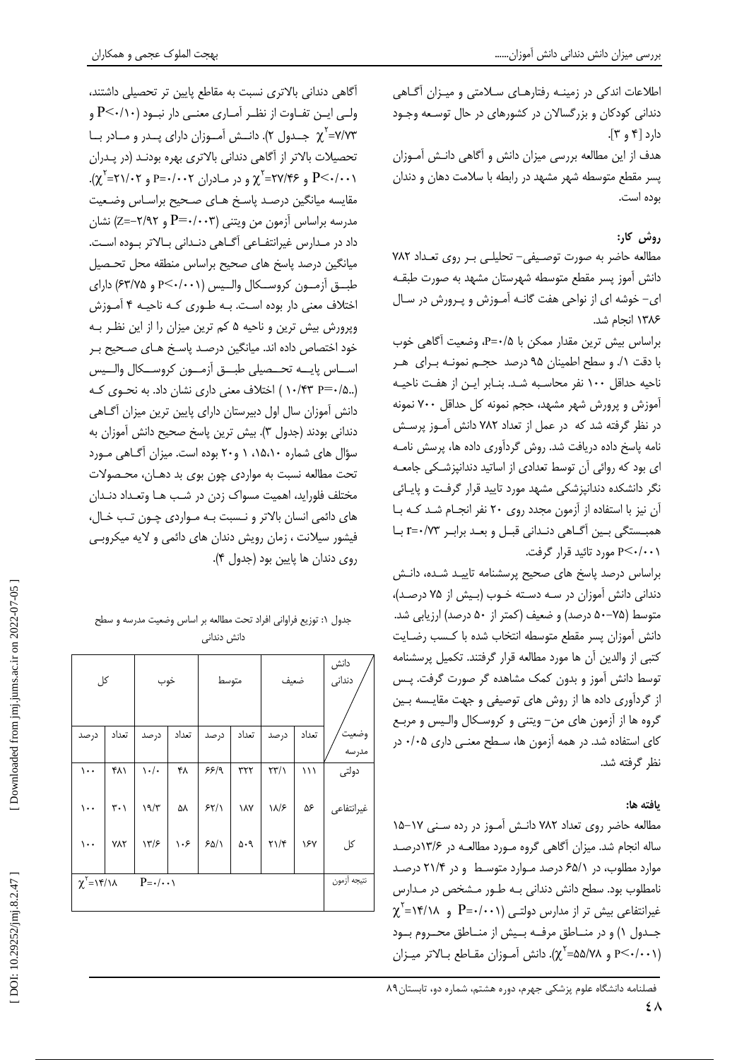اطلاعات اندکی در زمینه رفتارهای سلامتی و میزان آگاهی دندانی کودکان و بزرگسالان در کشورهای در حال توسعه وجود دارد [۴ و ۳].

هدف از این مطالعه بررسی میزان دانش و آگاهی دانش آموزان پسر مقطع متوسطه شهر مشهد در رابطه با سلامت دهان و دندان بوده است.

## روش کار:

مطالعه حاضر به صورت توصیفی- تحلیلی بر روی تعداد ۷۸۲ دانش آموز پسر مقطع متوسطه شهرستان مشهد به صورت طبقه ای- خوشه ای از نواحی هفت گانه آموزش و پرورش در سال ۱۳۸۶ انجام شد.

براساس بیش ترین مقدار ممکن با P=۰/۵، وضعیت آگاهی خوب با دقت ۱٪ و سطح اطمینان ۹۵ درصد حجم نمونه برای هر ناحیه حداقل ۱۰۰ نفر محاسبه شد. بنابر این از هفت ناحیه آموزش و پرورش شهر مشهد، حجم نمونه کل حداقل ۷۰۰ نمونه در نظر گرفته شد که در عمل از تعداد ۷۸۲ دانش آموز پرسش نامه پاسخ داده دریافت شد. روش گردآوری داده ها، پرسش نامه ای بود که روائی آن توسط تعدادی از اساتید دندانپزشکی جامعه نگر دانشکده دندانپزشکی مشهد مورد تایید قرار گرفت و پایائی آن نیز با استفاده از آزمون مجدد روی ۲۰ نفر انجام شد که با همبستگی بین آگاهی دندانی قبل و بعد برابر r=۰/۷۳ با P<۰/۰۰۱ مورد تائید قرار گرفت.

براساس درصد پاسخ های صحیح پرسشنامه تاییـد شـده، دانـش دندانی دانش آموزان در سه دسته خوب (بیش از ۷۵ درصد)، متوسط (۷۵-۵۰ درصد) و ضعیف (کمتر از ۵۰ درصد) ارزیابی شد. دانش آموزان پسر مقطع متوسطه انتخاب شده با کسب رضـایت کتبی از والدین آن ها مورد مطالعه قرار گرفتند. تکمیل پرسشنامه توسط دانش آموز و بدون کمک مشاهده گر صورت گرفت. پس از گردآوری داده ها از روش های توصیفی و جهت مقایسه بین گروه ها از آزمون های من- ویتنی و کروسکال والیس و مربع کای استفاده شد. در همه آزمون ها، سطح معنی داری ۰/۰۵ در نظر گرفته شد.

## یافته ها:

مطالعه حاضر روی تعداد ۷۸۲ دانش آموز در رده سنی ۱۷-۱۵ ساله انجام شد. میزان آگاهی گروه مورد مطالعه در ۱۳/۶درصد موارد مطلوب، در ۶۵/۱ درصد موارد متوسط و در ۲۱/۴ درصد نامطلوب بود. سطح دانش دندانی به طور مشخص در مدارس غیرانتفاعی بیش تر از مدارس دولتی (P=۰/۰۰۱ و $\chi^2$=۱۴/۱۸ جدول ۱) و در مناطق مرفه بیش از مناطق محروم بود (P<۰/۰۰۱ و $\chi^2$=۵۵/۷۸). دانش آموزان مقاطع بالاتر میزان آگاهی دندانی بالاتری نسبت به مقاطع پایین تر تحصیلی داشتند، ولی این تفاوت از نظر آماری معنی دار نبود (P<۰/۱۰ و $\chi^2$=۷/۷۳ جدول ۲). دانش آموزان دارای پدر و مادر با تحصیلات بالاتر از آگاهی دندانی بالاتری بهره بودند (در پدران P<۰/۰۰۱ و $\chi^2$=۲۷/۴۶ و در مادران P=۰/۰۰۲ و $\chi^2$=۲۱/۰۲). مقایسه میانگین درصد پاسخ های صحیح براساس وضعیت مدرسه براساس آزمون من ویتنی (P=۰/۰۰۳ و Z=-۲/۹۲) نشان داد در مدارس غیرانتفاعی آگاهی دندانی بالاتر بوده است. میانگین درصد پاسخ های صحیح براساس منطقه محل تحصیل طبق آزمون کروسکال والیس (P<۰/۰۰۱ و ۶۳/۷۵) دارای اختلاف معنی دار بوده است. به طوری که ناحیه ۴ آموزش وپرورش بیش ترین و ناحیه ۵ کم ترین میزان را از این نظر به خود اختصاص داده اند. میانگین درصد پاسخ های صحیح بر اساس پایه تحصیلی طبق آزمون کروسکال والیس (P=۰/۵.. ۱۰/۴۳ ) اختلاف معنی داری نشان داد. به نحوی که دانش آموزان سال اول دبیرستان دارای پایین ترین میزان آگاهی دندانی بودند (جدول ۳). بیش ترین پاسخ صحیح دانش آموزان به سؤال های شماره ۱۵،۱۰، ۱ و۲۰ بوده است. میزان آگاهی مورد تحت مطالعه نسبت به مواردی چون بوی بد دهان، محصولات مختلف فلوراید، اهمیت مسواک زدن در شب ها وتعداد دندان های دائمی انسان بالاتر و نسبت به مواردی چون تب خال، فیشور سیلانت ، زمان رویش دندان های دائمی و لایه میکروبی روی دندان ها پایین بود (جدول ۴).

جدول ۱: توزیع فراوانی افراد تحت مطالعه بر اساس وضعیت مدرسه و سطح دانش دندانی

| وضعیت مدرسه / دانش دندانی | ضعیف | | متوسط | | خوب | | کل | |
|---|---|---|---|---|---|---|---|---|
| | تعداد | درصد | تعداد | درصد | تعداد | درصد | تعداد | درصد |
| دولتی | ۱۱۱ | ۲۳/۱ | ۳۲۲ | ۶۶/۹ | ۴۸ | ۱۰/۰ | ۴۸۱ | ۱۰۰ |
| غیرانتفاعی | ۵۶ | ۱۸/۶ | ۱۸۷ | ۶۲/۱ | ۵۸ | ۱۹/۳ | ۳۰۱ | ۱۰۰ |
| کل | ۱۶۷ | ۲۱/۴ | ۵۰۹ | ۶۵/۱ | ۱۰۶ | ۱۳/۶ | ۷۸۲ | ۱۰۰ |
| نتیجه آزمون | P=۰/۰۰۱ $\chi^2$=۱۴/۱۸ | | | | | | | |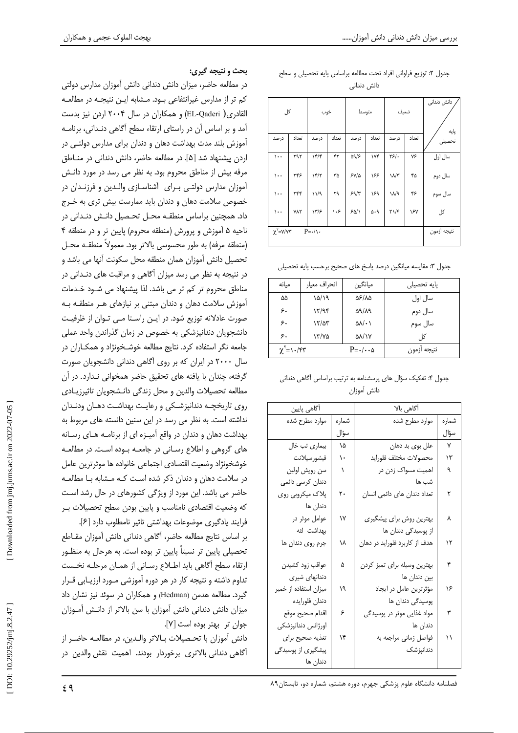جدول ۲: توزیع فراوانی افراد تحت مطالعه براساس پایه تحصیلی و سطح دانش دندانی

| پایه تحصیلی / دانش دندانی | ضعیف | | متوسط | | خوب | | کل | |
|---|---|---|---|---|---|---|---|---|
| | تعداد | درصد | تعداد | درصد | تعداد | درصد | تعداد | درصد |
| سال اول | ۷۶ | ۲۶/۰ | ۱۷۴ | ۵۹/۶ | ۴۲ | ۱۴/۴ | ۲۹۲ | ۱۰۰ |
| سال دوم | ۴۵ | ۱۸/۳ | ۱۶۶ | ۶۷/۵ | ۳۵ | ۱۴/۲ | ۲۴۶ | ۱۰۰ |
| سال سوم | ۴۶ | ۱۸/۹ | ۱۶۹ | ۶۹/۳ | ۲۹ | ۱۱/۹ | ۲۴۴ | ۱۰۰ |
| کل | ۱۶۷ | ۲۱/۴ | ۵۰۹ | ۶۵/۱ | ۱۰۶ | ۱۳/۶ | ۷۸۲ | ۱۰۰ |
| نتیجه آزمون | $P=0/10$ | | | | $\chi^2=7/73$ | | | |

جدول ۳: مقایسه میانگین درصد پاسخ های صحیح برحسب پایه تحصیلی

| پایه تحصیلی | میانگین | انحراف معیار | میانه |
|---|---|---|---|
| سال اول | ۵۶/۸۵ | ۱۵/۱۹ | ۵۵ |
| سال دوم | ۵۹/۸۹ | ۱۲/۹۴ | ۶۰ |
| سال سوم | ۵۸/۰۱ | ۱۲/۵۳ | ۶۰ |
| کل | ۵۸/۱۷ | ۱۳/۷۵ | ۶۰ |
| نتیجه آزمون | $P=0/005$ | | $\chi^2=10/43$ |

جدول ۴: تفکیک سؤال های پرسشنامه به ترتیب براساس آگاهی دندانی دانش آموزان

| آگاهی بالا | | آگاهی پایین | |
|---|---|---|---|
| شماره سؤال | موارد مطرح شده | شماره سؤال | موارد مطرح شده |
| ۷ | علل بوی بد دهان | ۱۵ | بیماری تب خال |
| ۱۳ | محصولات مختلف فلوراید | ۱۰ | فیشورسیلانت |
| ۹ | اهمیت مسواک زدن در شب ها | ۱ | سن رویش اولین دندان کرسی دائمی |
| ۲ | تعداد دندان های دائمی انسان | ۲۰ | پلاک میکروبی روی دندان ها |
| ۸ | بهترین روش برای پیشگیری از پوسیدگی دندان ها | ۱۷ | عوامل موثر در بهداشت لثه |
| ۱۲ | هدف از کاربرد فلوراید در دهان | ۱۸ | جرم روی دندان ها |
| ۴ | بهترین وسیله برای تمیز کردن بین دندان ها | ۵ | عواقب زود کشیدن دندانهای شیری |
| ۱۶ | مؤثرترین عامل در ایجاد پوسیدگی دندان ها | ۱۹ | میزان استفاده از خمیر دندان فلوراید |
| ۳ | مواد غذایی موثر در پوسیدگی دندان ها | ۶ | اقدام صحیح موقع اورژانس دندانپزشکی |
| ۱۱ | فواصل زمانی مراجعه به دندانپزشک | ۱۴ | تغذیه صحیح برای پیشگیری از پوسیدگی دندان ها |

**بحث و نتیجه گیری:**

در مطالعه حاضر، میزان دانش دندانی دانش آموزان مدارس دولتی کم تر از مدارس غیرانتفاعی بود. مشابه این نتیجه در مطالعه القادری( EL-Qaderi) و همکاران در سال ۲۰۰۴ اردن نیز بدست آمد و بر اساس آن در راستای ارتقاء سطح آگاهی دندانی، برنامه آموزش بلند مدت بهداشت دهان و دندان برای مدارس دولتی در اردن پیشنهاد شد [۵]. در مطالعه حاضر، دانش دندانی در مناطق مرفه بیش از مناطق محروم بود. به نظر می رسد در مورد دانش آموزان مدارس دولتی برای آشناسازی والدین و فرزندان در خصوص سلامت دهان و دندان باید ممارست بیش تری به خرج داد. همچنین براساس منطقه محل تحصیل دانش دندانی در ناحیه ۵ آموزش و پرورش (منطقه محروم) پایین تر و در منطقه ۴ (منطقه مرفه) به طور محسوسی بالاتر بود. معمولاً منطقه محل تحصیل دانش آموزان همان منطقه محل سکونت آنها می باشد و در نتیجه به نظر می رسد میزان آگاهی و مراقبت های دندانی در مناطق محروم تر کم تر می باشد. لذا پیشنهاد می شود خدمات آموزش سلامت دهان و دندان مبتنی بر نیازهای هر منطقه به صورت عادلانه توزیع شود. در این راستا می توان از ظرفیت دانشجویان دندانپزشکی به خصوص در زمان گذراندن واحد عملی جامعه نگر استفاده کرد. نتایج مطالعه خوشخونژاد و همکاران در سال ۲۰۰۰ در ایران که بر روی آگاهی دندانی دانشجویان صورت گرفته، چندان با یافته های تحقیق حاضر همخوانی ندارد. در آن مطالعه تحصیلات والدین و محل زندگی دانشجویان تاثیرزیادی روی تاریخچه دندانپزشکی و رعایت بهداشت دهان ودندان نداشته است. به نظر می رسد در این سنین دانسته های مربوط به بهداشت دهان و دندان در واقع آمیزه ای از برنامه های رسانه های گروهی و اطلاع رسانی در جامعه بوده است. در مطالعه خوشخونژاد وضعیت اقتصادی اجتماعی خانواده ها موثرترین عامل در سلامت دهان و دندان ذکر شده است که مشابه با مطالعه حاضر می باشد. این مورد از ویژگی کشورهای در حال رشد است که وضعیت اقتصادی نامناسب و پایین بودن سطح تحصیلات بر فرایند یادگیری موضوعات بهداشتی تاثیر نامطلوب دارد [۶].

بر اساس نتایج مطالعه حاضر، آگاهی دندانی دانش آموزان مقاطع تحصیلی پایین تر نسبتاً پایین تر بوده است. به هرحال به منظور ارتقاء سطح آگاهی باید اطلاع رسانی از همان مرحله نخست تداوم داشته و نتیجه کار در هر دوره آموزشی مورد ارزیابی قرار گیرد. مطالعه هدمن (Hedman) و همکاران در سوئد نیز نشان داد میزان دانش دندانی دانش آموزان با سن بالاتر از دانش آموزان جوان تر بهتر بوده است [۷].

دانش آموزان با تحصیلات بالاتر والدین، در مطالعه حاضر از آگاهی دندانی بالاتری برخوردار بودند. اهمیت نقش والدین در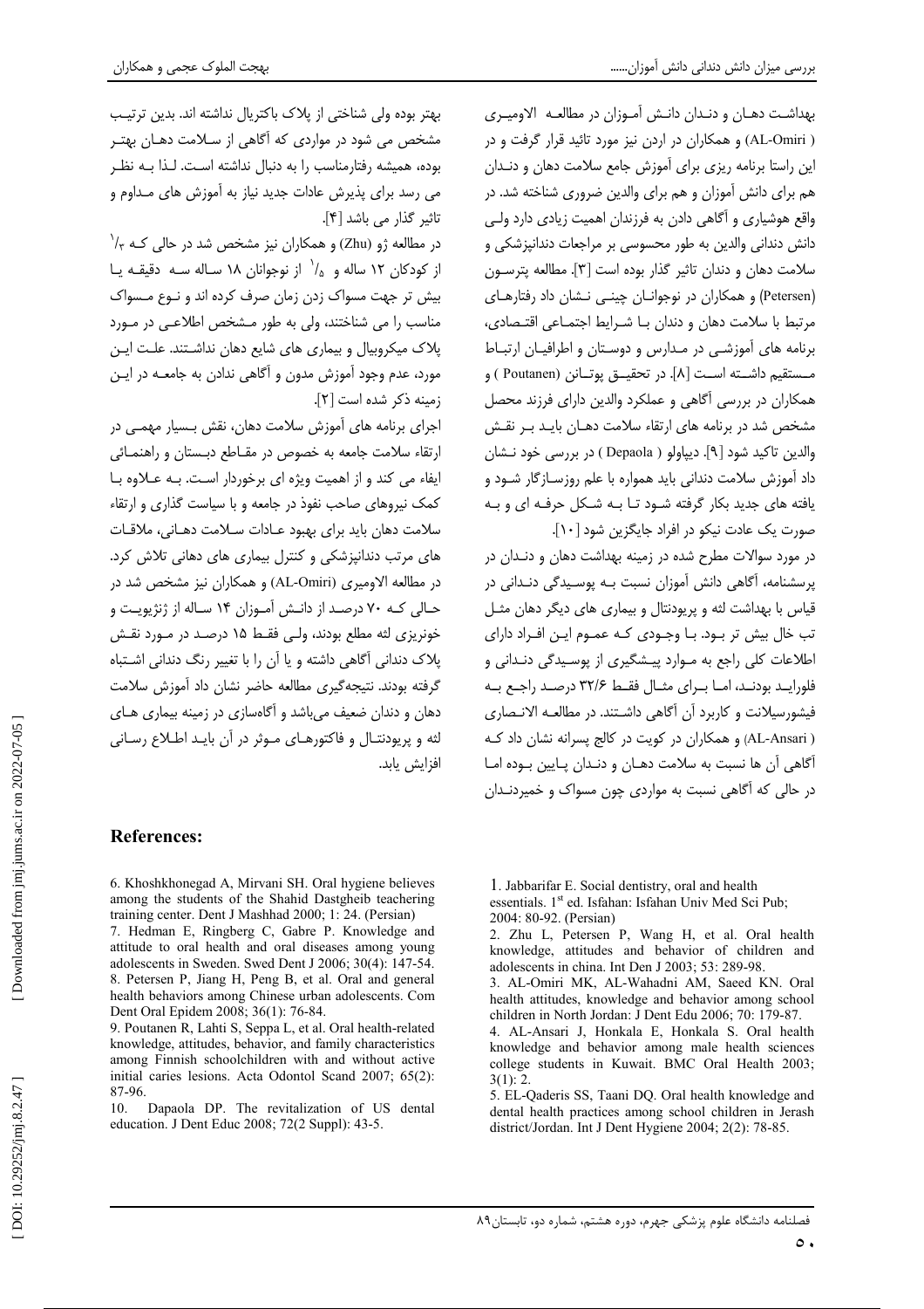بهداشت دهـان و دنـدان دانـش آمـوزان در مطالعـه الاومیـری (AL-Omiri ) و همکاران در اردن نیز مورد تائید قرار گرفت و در این راستا برنامه ریزی برای آموزش جامع سلامت دهان و دنـدان هم برای دانش آموزان و هم برای والدین ضروری شناخته شد. در واقع هوشیاری و آگاهی دادن به فرزندان اهمیت زیادی دارد ولـی دانش دندانی والدین به طور محسوسی بر مراجعات دندانپزشکی و سلامت دهان و دندان تاثیر گذار بوده است [۳]. مطالعه پترسـون (Petersen) و همکاران در نوجوانـان چینـی نـشان داد رفتارهـای مرتبط با سلامت دهان و دندان بـا شـرایط اجتمـاعی اقتـصادی، برنامه های آموزشـی در مـدارس و دوسـتان و اطرافیـان ارتبـاط مـستقیم داشـته اسـت [۸]. در تحقیـق پوتـانن (Poutanen ) و همکاران در بررسی آگاهی و عملکرد والدین دارای فرزند محصل مشخص شد در برنامه های ارتقاء سلامت دهـان بایـد بـر نقـش والدین تاکید شود [۹]. دیپاولو ( Depaola ) در بررسی خود نـشان داد آموزش سلامت دندانی باید همواره با علم روزسـازگار شـود و یافته های جدید بکار گرفته شـود تـا بـه شـکل حرفـه ای و بـه صورت یک عادت نیکو در افراد جایگزین شود [۱۰].

در مورد سوالات مطرح شده در زمینه بهداشت دهان و دنـدان در پرسشنامه، آگاهی دانش آموزان نسبت بـه پوسـیدگی دنـدانی در قیاس با بهداشت لثه و پریودنتال و بیماری های دیگر دهان مثـل تب خال بیش تر بـود. بـا وجـودی کـه عمـوم ایـن افـراد دارای اطلاعات کلی راجع به مـوارد پیـشگیری از پوسـیدگی دنـدانی و فلورایـد بودنـد، امـا بـرای مثـال فقـط ۳۲/۶ درصـد راجـع بـه فیشورسیلانت و کاربرد آن آگاهی داشـتند. در مطالعـه الانـصاری (AL-Ansari ) و همکاران در کویت در کالج پسرانه نشان داد کـه آگاهی آن ها نسبت به سلامت دهـان و دنـدان پـایین بـوده امـا در حالی که آگاهی نسبت به مواردی چون مسواک و خمیردنـدان بهتر بوده ولی شناختی از پلاک باکتریال نداشته اند. بدین ترتیـب مشخص می شود در مواردی که آگاهی از سـلامت دهـان بهتـر بوده، همیشه رفتارمناسب را به دنبال نداشته اسـت. لـذا بـه نظـر می رسد برای پذیرش عادات جدید نیاز به آموزش های مـداوم و تاثیر گذار می باشد [۴].

در مطالعه ژو (Zhu) و همکاران نیز مشخص شد در حالی کـه ۳/۱ از کودکان ۱۲ ساله و ۵/۱ از نوجوانان ۱۸ سـاله سـه دقیقـه یـا بیش تر جهت مسواک زدن زمان صرف کرده اند و نـوع مـسواک مناسب را می شناختند، ولی به طور مـشخص اطلاعـی در مـورد پلاک میکروبیال و بیماری های شایع دهان نداشـتند. علـت ایـن مورد، عدم وجود آموزش مدون و آگاهی ندادن به جامعـه در ایـن زمینه ذکر شده است [۲].

اجرای برنامه های آموزش سلامت دهان، نقش بـسیار مهمـی در ارتقاء سلامت جامعه به خصوص در مقـاطع دبـستان و راهنمـائی ایفاء می کند و از اهمیت ویژه ای برخوردار اسـت. بـه عـلاوه بـا کمک نیروهای صاحب نفوذ در جامعه و با سیاست گذاری و ارتقاء سلامت دهان باید برای بهبود عـادات سـلامت دهـانی، ملاقـات های مرتب دندانپزشکی و کنترل بیماری های دهانی تلاش کرد. در مطالعه الاومیری (AL-Omiri) و همکاران نیز مشخص شد در حـالی کـه ۷۰ درصـد از دانـش آمـوزان ۱۴ سـاله از ژنژیویـت و خونریزی لثه مطلع بودند، ولـی فقـط ۱۵ درصـد در مـورد نقـش پلاک دندانی آگاهی داشته و یا آن را با تغییر رنگ دندانی اشـتباه گرفته بودند. نتیجه‌گیری مطالعه حاضر نشان داد آموزش سلامت دهان و دندان ضعیف می‌باشد و آگاه‌سازی در زمینه بیماری هـای لثه و پریودنتـال و فاکتورهـای مـوثر در آن بایـد اطـلاع رسـانی افزایش یابد.

## References:

1. Jabbarifar E. Social dentistry, oral and health essentials. 1st ed. Isfahan: Isfahan Univ Med Sci Pub; 2004: 80-92. (Persian)
2. Zhu L, Petersen P, Wang H, et al. Oral health knowledge, attitudes and behavior of children and adolescents in china. Int Den J 2003; 53: 289-98.
3. AL-Omiri MK, AL-Wahadni AM, Saeed KN. Oral health attitudes, knowledge and behavior among school children in North Jordan: J Dent Edu 2006; 70: 179-87.
4. AL-Ansari J, Honkala E, Honkala S. Oral health knowledge and behavior among male health sciences college students in Kuwait. BMC Oral Health 2003; 3(1): 2.
5. EL-Qaderis SS, Taani DQ. Oral health knowledge and dental health practices among school children in Jerash district/Jordan. Int J Dent Hygiene 2004; 2(2): 78-85.
6. Khoshkhonegad A, Mirvani SH. Oral hygiene believes among the students of the Shahid Dastgheib teachering training center. Dent J Mashhad 2000; 1: 24. (Persian)
7. Hedman E, Ringberg C, Gabre P. Knowledge and attitude to oral health and oral diseases among young adolescents in Sweden. Swed Dent J 2006; 30(4): 147-54.
8. Petersen P, Jiang H, Peng B, et al. Oral and general health behaviors among Chinese urban adolescents. Com Dent Oral Epidem 2008; 36(1): 76-84.
9. Poutanen R, Lahti S, Seppa L, et al. Oral health-related knowledge, attitudes, behavior, and family characteristics among Finnish schoolchildren with and without active initial caries lesions. Acta Odontol Scand 2007; 65(2): 87-96.
10. Dapaola DP. The revitalization of US dental education. J Dent Educ 2008; 72(2 Suppl): 43-5.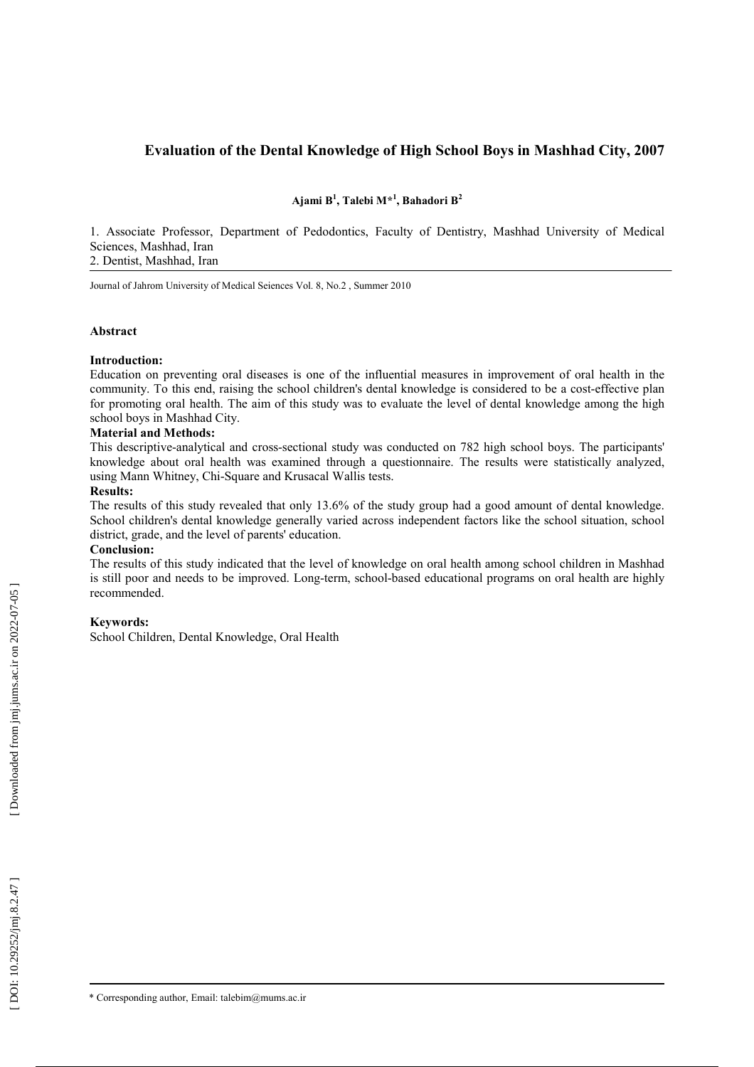# Evaluation of the Dental Knowledge of High School Boys in Mashhad City, 2007

**Ajami B[1], Talebi M*[1], Bahadori B[2]**

1. Associate Professor, Department of Pedodontics, Faculty of Dentistry, Mashhad University of Medical Sciences, Mashhad, Iran
2. Dentist, Mashhad, Iran

Journal of Jahrom University of Medical Seiences Vol. 8, No.2 , Summer 2010

## Abstract

**Introduction:**
Education on preventing oral diseases is one of the influential measures in improvement of oral health in the community. To this end, raising the school children's dental knowledge is considered to be a cost-effective plan for promoting oral health. The aim of this study was to evaluate the level of dental knowledge among the high school boys in Mashhad City.

**Material and Methods:**
This descriptive-analytical and cross-sectional study was conducted on 782 high school boys. The participants' knowledge about oral health was examined through a questionnaire. The results were statistically analyzed, using Mann Whitney, Chi-Square and Krusacal Wallis tests.

**Results:**
The results of this study revealed that only 13.6% of the study group had a good amount of dental knowledge. School children's dental knowledge generally varied across independent factors like the school situation, school district, grade, and the level of parents' education.

**Conclusion:**
The results of this study indicated that the level of knowledge on oral health among school children in Mashhad is still poor and needs to be improved. Long-term, school-based educational programs on oral health are highly recommended.

**Keywords:**
School Children, Dental Knowledge, Oral Health

* Corresponding author, Email: talebim@mums.ac.ir